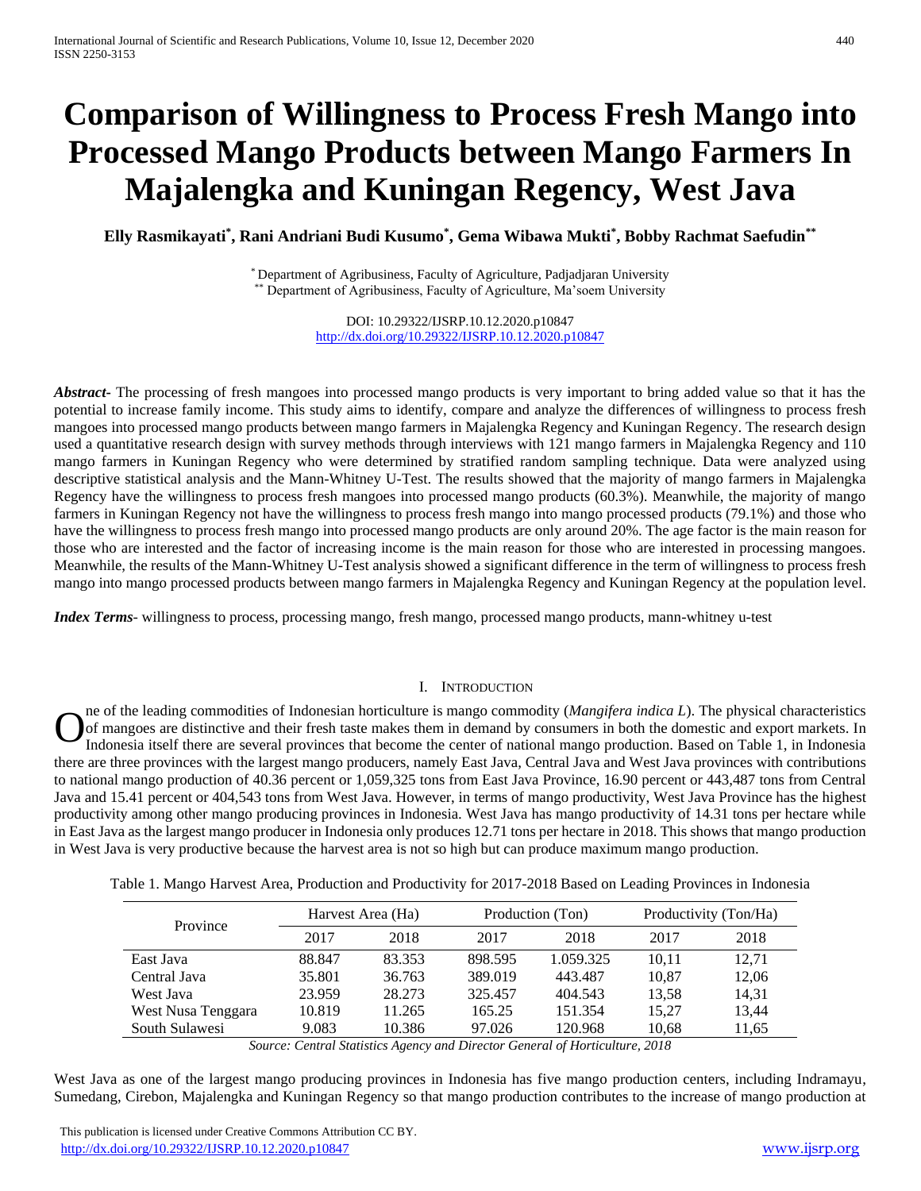# Comparison of Willingness to Process Fresh Mango into Processed Mango Products between Mango Farmers In Majalengka and Kuningan Regency, West Java

**Elly Rasmikayati[*], Rani Andriani Budi Kusumo[*], Gema Wibawa Mukti[*], Bobby Rachmat Saefudin[**]**

[*] Department of Agribusiness, Faculty of Agriculture, Padjadjaran University
[**] Department of Agribusiness, Faculty of Agriculture, Ma'soem University

DOI: 10.29322/IJSRP.10.12.2020.p10847
http://dx.doi.org/10.29322/IJSRP.10.12.2020.p10847

***Abstract***- The processing of fresh mangoes into processed mango products is very important to bring added value so that it has the potential to increase family income. This study aims to identify, compare and analyze the differences of willingness to process fresh mangoes into processed mango products between mango farmers in Majalengka Regency and Kuningan Regency. The research design used a quantitative research design with survey methods through interviews with 121 mango farmers in Majalengka Regency and 110 mango farmers in Kuningan Regency who were determined by stratified random sampling technique. Data were analyzed using descriptive statistical analysis and the Mann-Whitney U-Test. The results showed that the majority of mango farmers in Majalengka Regency have the willingness to process fresh mangoes into processed mango products (60.3%). Meanwhile, the majority of mango farmers in Kuningan Regency not have the willingness to process fresh mango into mango processed products (79.1%) and those who have the willingness to process fresh mango into processed mango products are only around 20%. The age factor is the main reason for those who are interested and the factor of increasing income is the main reason for those who are interested in processing mangoes. Meanwhile, the results of the Mann-Whitney U-Test analysis showed a significant difference in the term of willingness to process fresh mango into mango processed products between mango farmers in Majalengka Regency and Kuningan Regency at the population level.

***Index Terms***- willingness to process, processing mango, fresh mango, processed mango products, mann-whitney u-test

## I. Introduction

One of the leading commodities of Indonesian horticulture is mango commodity (*Mangifera indica L*). The physical characteristics of mangoes are distinctive and their fresh taste makes them in demand by consumers in both the domestic and export markets. In Indonesia itself there are several provinces that become the center of national mango production. Based on Table 1, in Indonesia there are three provinces with the largest mango producers, namely East Java, Central Java and West Java provinces with contributions to national mango production of 40.36 percent or 1,059,325 tons from East Java Province, 16.90 percent or 443,487 tons from Central Java and 15.41 percent or 404,543 tons from West Java. However, in terms of mango productivity, West Java Province has the highest productivity among other mango producing provinces in Indonesia. West Java has mango productivity of 14.31 tons per hectare while in East Java as the largest mango producer in Indonesia only produces 12.71 tons per hectare in 2018. This shows that mango production in West Java is very productive because the harvest area is not so high but can produce maximum mango production.

Table 1. Mango Harvest Area, Production and Productivity for 2017-2018 Based on Leading Provinces in Indonesia

| Province | Harvest Area (Ha) | | Production (Ton) | | Productivity (Ton/Ha) | |
|---|---|---|---|---|---|---|
| | 2017 | 2018 | 2017 | 2018 | 2017 | 2018 |
| East Java | 88.847 | 83.353 | 898.595 | 1.059.325 | 10,11 | 12,71 |
| Central Java | 35.801 | 36.763 | 389.019 | 443.487 | 10,87 | 12,06 |
| West Java | 23.959 | 28.273 | 325.457 | 404.543 | 13,58 | 14,31 |
| West Nusa Tenggara | 10.819 | 11.265 | 165.25 | 151.354 | 15,27 | 13,44 |
| South Sulawesi | 9.083 | 10.386 | 97.026 | 120.968 | 10,68 | 11,65 |

*Source: Central Statistics Agency and Director General of Horticulture, 2018*

West Java as one of the largest mango producing provinces in Indonesia has five mango production centers, including Indramayu, Sumedang, Cirebon, Majalengka and Kuningan Regency so that mango production contributes to the increase of mango production at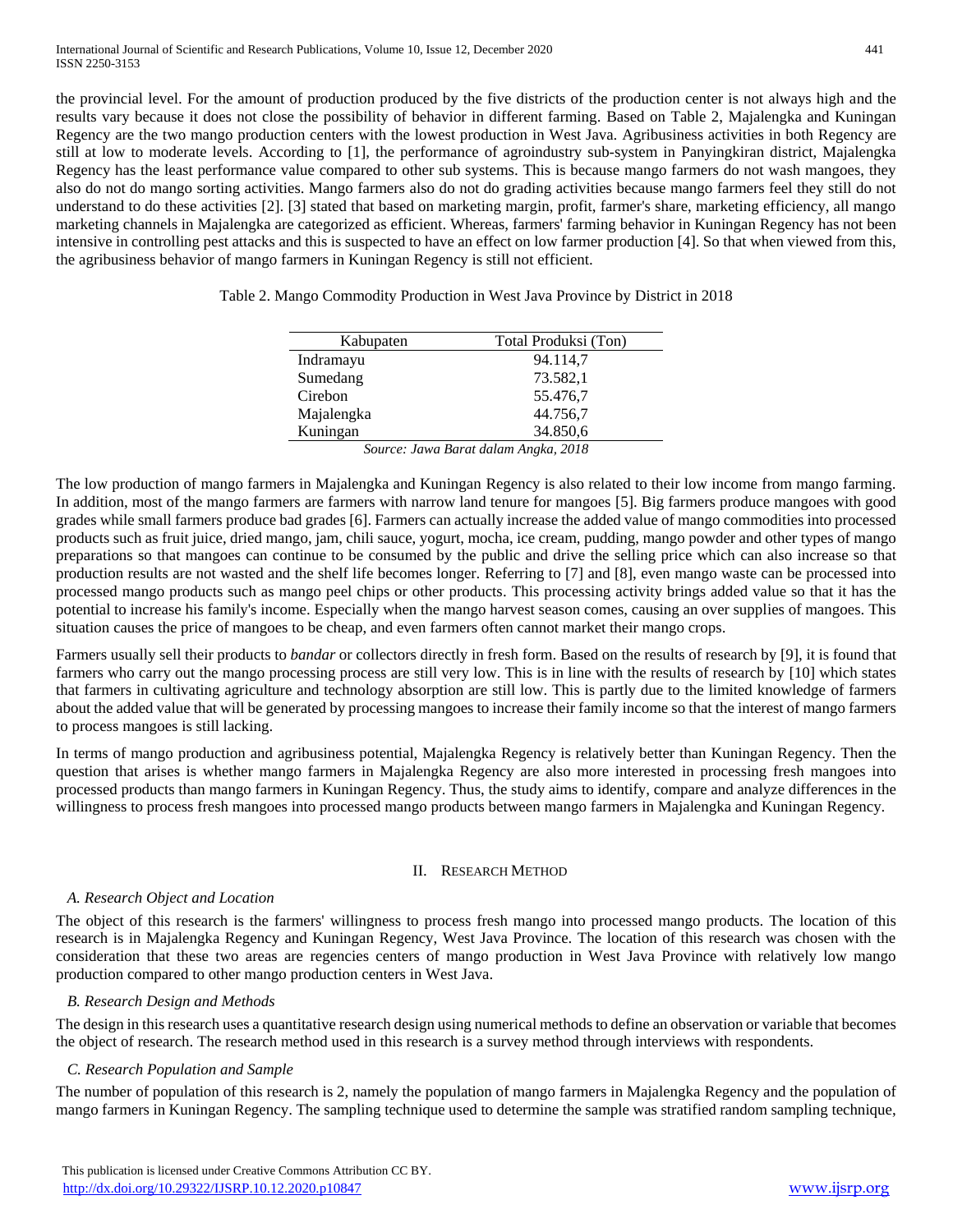the provincial level. For the amount of production produced by the five districts of the production center is not always high and the results vary because it does not close the possibility of behavior in different farming. Based on Table 2, Majalengka and Kuningan Regency are the two mango production centers with the lowest production in West Java. Agribusiness activities in both Regency are still at low to moderate levels. According to [1], the performance of agroindustry sub-system in Panyingkiran district, Majalengka Regency has the least performance value compared to other sub systems. This is because mango farmers do not wash mangoes, they also do not do mango sorting activities. Mango farmers also do not do grading activities because mango farmers feel they still do not understand to do these activities [2]. [3] stated that based on marketing margin, profit, farmer's share, marketing efficiency, all mango marketing channels in Majalengka are categorized as efficient. Whereas, farmers' farming behavior in Kuningan Regency has not been intensive in controlling pest attacks and this is suspected to have an effect on low farmer production [4]. So that when viewed from this, the agribusiness behavior of mango farmers in Kuningan Regency is still not efficient.

Table 2. Mango Commodity Production in West Java Province by District in 2018

| Kabupaten | Total Produksi (Ton) |
|---|---|
| Indramayu | 94.114,7 |
| Sumedang | 73.582,1 |
| Cirebon | 55.476,7 |
| Majalengka | 44.756,7 |
| Kuningan | 34.850,6 |

*Source: Jawa Barat dalam Angka, 2018*

The low production of mango farmers in Majalengka and Kuningan Regency is also related to their low income from mango farming. In addition, most of the mango farmers are farmers with narrow land tenure for mangoes [5]. Big farmers produce mangoes with good grades while small farmers produce bad grades [6]. Farmers can actually increase the added value of mango commodities into processed products such as fruit juice, dried mango, jam, chili sauce, yogurt, mocha, ice cream, pudding, mango powder and other types of mango preparations so that mangoes can continue to be consumed by the public and drive the selling price which can also increase so that production results are not wasted and the shelf life becomes longer. Referring to [7] and [8], even mango waste can be processed into processed mango products such as mango peel chips or other products. This processing activity brings added value so that it has the potential to increase his family's income. Especially when the mango harvest season comes, causing an over supplies of mangoes. This situation causes the price of mangoes to be cheap, and even farmers often cannot market their mango crops.

Farmers usually sell their products to *bandar* or collectors directly in fresh form. Based on the results of research by [9], it is found that farmers who carry out the mango processing process are still very low. This is in line with the results of research by [10] which states that farmers in cultivating agriculture and technology absorption are still low. This is partly due to the limited knowledge of farmers about the added value that will be generated by processing mangoes to increase their family income so that the interest of mango farmers to process mangoes is still lacking.

In terms of mango production and agribusiness potential, Majalengka Regency is relatively better than Kuningan Regency. Then the question that arises is whether mango farmers in Majalengka Regency are also more interested in processing fresh mangoes into processed products than mango farmers in Kuningan Regency. Thus, the study aims to identify, compare and analyze differences in the willingness to process fresh mangoes into processed mango products between mango farmers in Majalengka and Kuningan Regency.

## II. Research Method

### A. Research Object and Location

The object of this research is the farmers' willingness to process fresh mango into processed mango products. The location of this research is in Majalengka Regency and Kuningan Regency, West Java Province. The location of this research was chosen with the consideration that these two areas are regencies centers of mango production in West Java Province with relatively low mango production compared to other mango production centers in West Java.

### B. Research Design and Methods

The design in this research uses a quantitative research design using numerical methods to define an observation or variable that becomes the object of research. The research method used in this research is a survey method through interviews with respondents.

### C. Research Population and Sample

The number of population of this research is 2, namely the population of mango farmers in Majalengka Regency and the population of mango farmers in Kuningan Regency. The sampling technique used to determine the sample was stratified random sampling technique,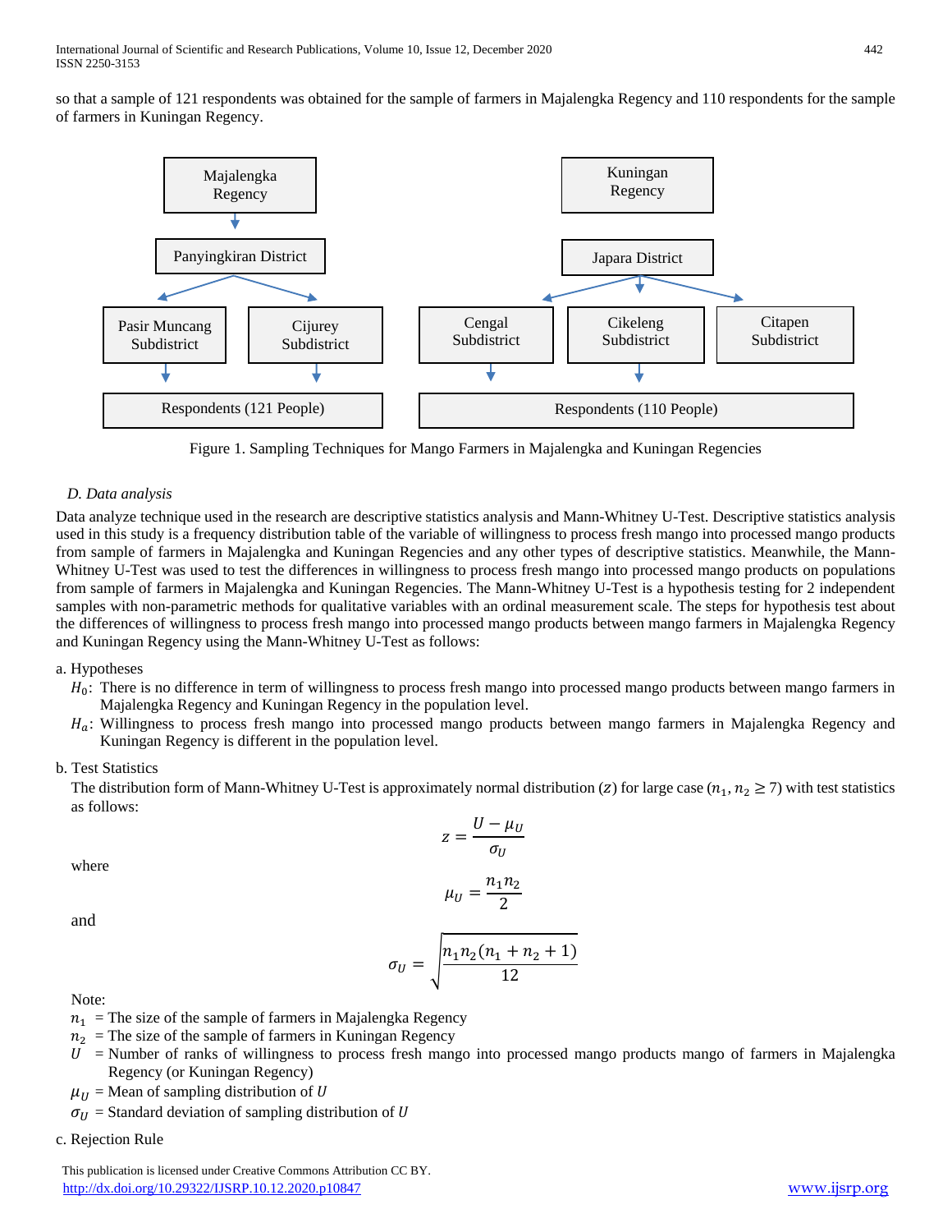so that a sample of 121 respondents was obtained for the sample of farmers in Majalengka Regency and 110 respondents for the sample of farmers in Kuningan Regency.

Figure 1. Sampling Techniques for Mango Farmers in Majalengka and Kuningan Regencies

### *D. Data analysis*

Data analyze technique used in the research are descriptive statistics analysis and Mann-Whitney U-Test. Descriptive statistics analysis used in this study is a frequency distribution table of the variable of willingness to process fresh mango into processed mango products from sample of farmers in Majalengka and Kuningan Regencies and any other types of descriptive statistics. Meanwhile, the Mann-Whitney U-Test was used to test the differences in willingness to process fresh mango into processed mango products on populations from sample of farmers in Majalengka and Kuningan Regencies. The Mann-Whitney U-Test is a hypothesis testing for 2 independent samples with non-parametric methods for qualitative variables with an ordinal measurement scale. The steps for hypothesis test about the differences of willingness to process fresh mango into processed mango products between mango farmers in Majalengka Regency and Kuningan Regency using the Mann-Whitney U-Test as follows:

a. Hypotheses

$H_0$: There is no difference in term of willingness to process fresh mango into processed mango products between mango farmers in Majalengka Regency and Kuningan Regency in the population level.

$H_a$: Willingness to process fresh mango into processed mango products between mango farmers in Majalengka Regency and Kuningan Regency is different in the population level.

b. Test Statistics

The distribution form of Mann-Whitney U-Test is approximately normal distribution ($z$) for large case ($n_1, n_2 \geq 7$) with test statistics as follows:

$$z = \frac{U - \mu_U}{\sigma_U}$$

where

$$\mu_U = \frac{n_1 n_2}{2}$$

and

$$\sigma_U = \sqrt{\frac{n_1 n_2 (n_1 + n_2 + 1)}{12}}$$

Note:

$n_1$ = The size of the sample of farmers in Majalengka Regency

$n_2$ = The size of the sample of farmers in Kuningan Regency

$U$ = Number of ranks of willingness to process fresh mango into processed mango products mango of farmers in Majalengka Regency (or Kuningan Regency)

$\mu_U$ = Mean of sampling distribution of $U$

$\sigma_U$ = Standard deviation of sampling distribution of $U$

c. Rejection Rule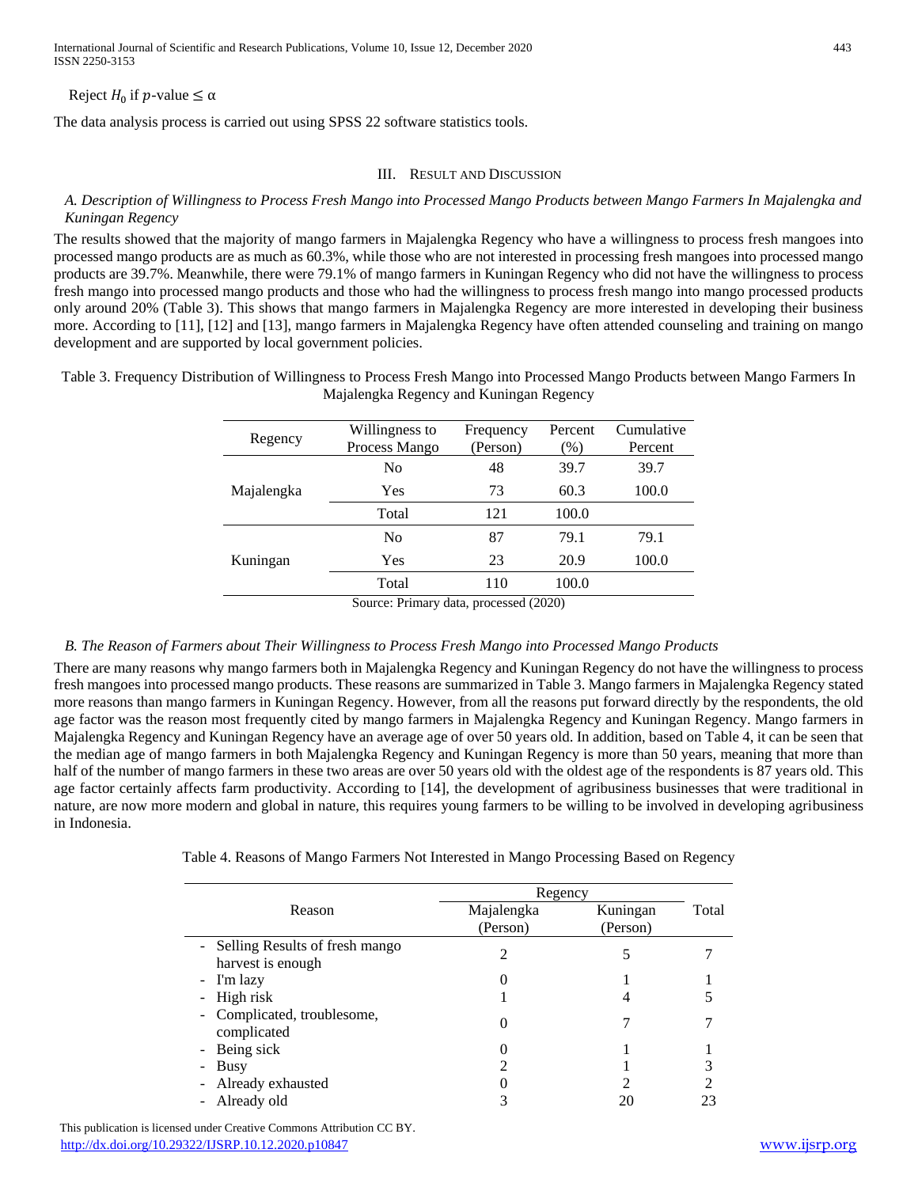Reject $H_0$ if $p$-value ≤ α

The data analysis process is carried out using SPSS 22 software statistics tools.

## III. Result and Discussion

### *A. Description of Willingness to Process Fresh Mango into Processed Mango Products between Mango Farmers In Majalengka and Kuningan Regency*

The results showed that the majority of mango farmers in Majalengka Regency who have a willingness to process fresh mangoes into processed mango products are as much as 60.3%, while those who are not interested in processing fresh mangoes into processed mango products are 39.7%. Meanwhile, there were 79.1% of mango farmers in Kuningan Regency who did not have the willingness to process fresh mango into processed mango products and those who had the willingness to process fresh mango into mango processed products only around 20% (Table 3). This shows that mango farmers in Majalengka Regency are more interested in developing their business more. According to [11], [12] and [13], mango farmers in Majalengka Regency have often attended counseling and training on mango development and are supported by local government policies.

Table 3. Frequency Distribution of Willingness to Process Fresh Mango into Processed Mango Products between Mango Farmers In Majalengka Regency and Kuningan Regency

| Regency | Willingness to Process Mango | Frequency (Person) | Percent (%) | Cumulative Percent |
|---|---|---|---|---|
| Majalengka | No | 48 | 39.7 | 39.7 |
| | Yes | 73 | 60.3 | 100.0 |
| | Total | 121 | 100.0 | |
| Kuningan | No | 87 | 79.1 | 79.1 |
| | Yes | 23 | 20.9 | 100.0 |
| | Total | 110 | 100.0 | |

Source: Primary data, processed (2020)

### *B. The Reason of Farmers about Their Willingness to Process Fresh Mango into Processed Mango Products*

There are many reasons why mango farmers both in Majalengka Regency and Kuningan Regency do not have the willingness to process fresh mangoes into processed mango products. These reasons are summarized in Table 3. Mango farmers in Majalengka Regency stated more reasons than mango farmers in Kuningan Regency. However, from all the reasons put forward directly by the respondents, the old age factor was the reason most frequently cited by mango farmers in Majalengka Regency and Kuningan Regency. Mango farmers in Majalengka Regency and Kuningan Regency have an average age of over 50 years old. In addition, based on Table 4, it can be seen that the median age of mango farmers in both Majalengka Regency and Kuningan Regency is more than 50 years, meaning that more than half of the number of mango farmers in these two areas are over 50 years old with the oldest age of the respondents is 87 years old. This age factor certainly affects farm productivity. According to [14], the development of agribusiness businesses that were traditional in nature, are now more modern and global in nature, this requires young farmers to be willing to be involved in developing agribusiness in Indonesia.

Table 4. Reasons of Mango Farmers Not Interested in Mango Processing Based on Regency

| Reason | Regency | | Total |
|---|---|---|---|
| | Majalengka (Person) | Kuningan (Person) | |
| - Selling Results of fresh mango harvest is enough | 2 | 5 | 7 |
| - I'm lazy | 0 | 1 | 1 |
| - High risk | 1 | 4 | 5 |
| - Complicated, troublesome, complicated | 0 | 7 | 7 |
| - Being sick | 0 | 1 | 1 |
| - Busy | 2 | 1 | 3 |
| - Already exhausted | 0 | 2 | 2 |
| - Already old | 3 | 20 | 23 |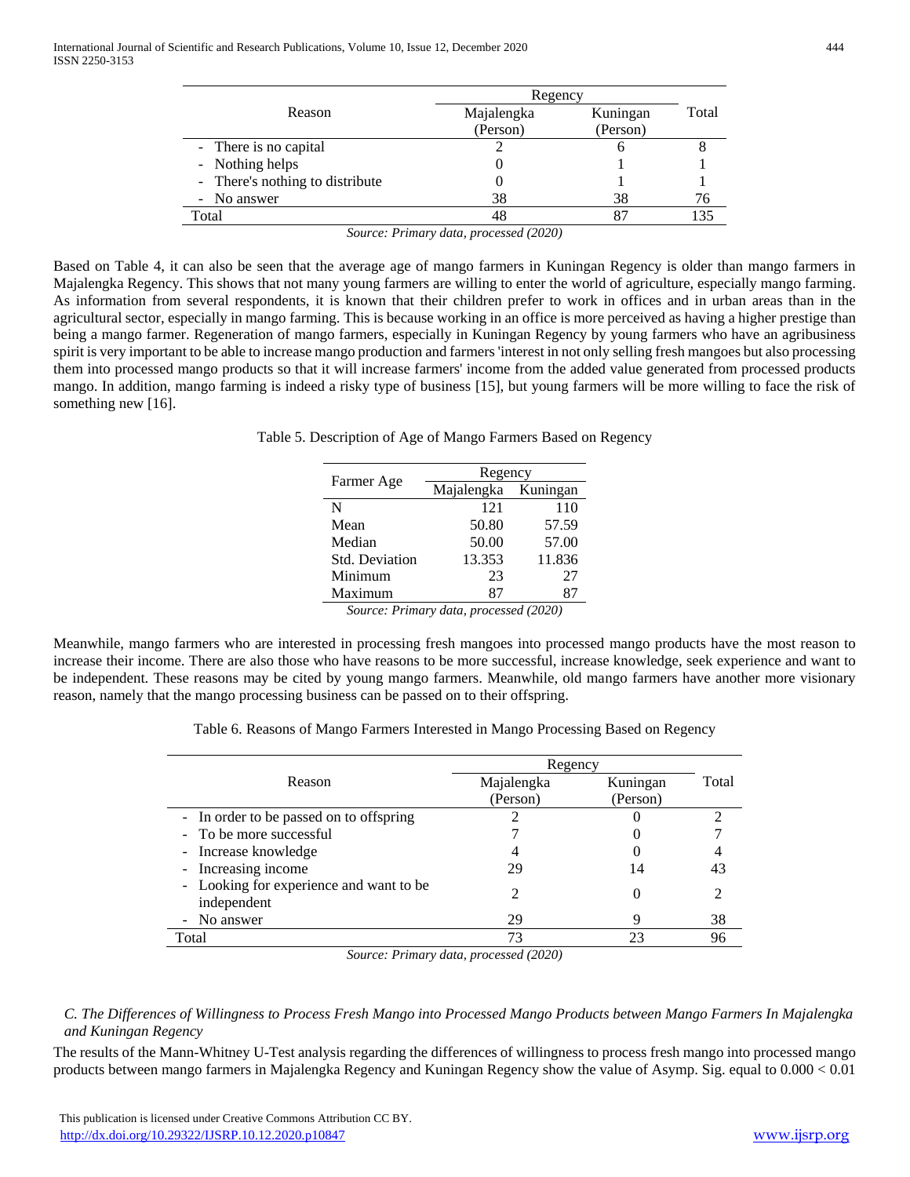| Reason | Regency | | Total |
|---|---|---|---|
| | Majalengka (Person) | Kuningan (Person) | |
| - There is no capital | 2 | 6 | 8 |
| - Nothing helps | 0 | 1 | 1 |
| - There's nothing to distribute | 0 | 1 | 1 |
| - No answer | 38 | 38 | 76 |
| Total | 48 | 87 | 135 |

*Source: Primary data, processed (2020)*

Based on Table 4, it can also be seen that the average age of mango farmers in Kuningan Regency is older than mango farmers in Majalengka Regency. This shows that not many young farmers are willing to enter the world of agriculture, especially mango farming. As information from several respondents, it is known that their children prefer to work in offices and in urban areas than in the agricultural sector, especially in mango farming. This is because working in an office is more perceived as having a higher prestige than being a mango farmer. Regeneration of mango farmers, especially in Kuningan Regency by young farmers who have an agribusiness spirit is very important to be able to increase mango production and farmers 'interest in not only selling fresh mangoes but also processing them into processed mango products so that it will increase farmers' income from the added value generated from processed products mango. In addition, mango farming is indeed a risky type of business [15], but young farmers will be more willing to face the risk of something new [16].

Table 5. Description of Age of Mango Farmers Based on Regency

| Farmer Age | Regency | |
|---|---|---|
| | Majalengka | Kuningan |
| N | 121 | 110 |
| Mean | 50.80 | 57.59 |
| Median | 50.00 | 57.00 |
| Std. Deviation | 13.353 | 11.836 |
| Minimum | 23 | 27 |
| Maximum | 87 | 87 |

*Source: Primary data, processed (2020)*

Meanwhile, mango farmers who are interested in processing fresh mangoes into processed mango products have the most reason to increase their income. There are also those who have reasons to be more successful, increase knowledge, seek experience and want to be independent. These reasons may be cited by young mango farmers. Meanwhile, old mango farmers have another more visionary reason, namely that the mango processing business can be passed on to their offspring.

Table 6. Reasons of Mango Farmers Interested in Mango Processing Based on Regency

| Reason | Regency | | Total |
|---|---|---|---|
| | Majalengka (Person) | Kuningan (Person) | |
| - In order to be passed on to offspring | 2 | 0 | 2 |
| - To be more successful | 7 | 0 | 7 |
| - Increase knowledge | 4 | 0 | 4 |
| - Increasing income | 29 | 14 | 43 |
| - Looking for experience and want to be independent | 2 | 0 | 2 |
| - No answer | 29 | 9 | 38 |
| Total | 73 | 23 | 96 |

*Source: Primary data, processed (2020)*

*C. The Differences of Willingness to Process Fresh Mango into Processed Mango Products between Mango Farmers In Majalengka and Kuningan Regency*

The results of the Mann-Whitney U-Test analysis regarding the differences of willingness to process fresh mango into processed mango products between mango farmers in Majalengka Regency and Kuningan Regency show the value of Asymp. Sig. equal to $0.000 < 0.01$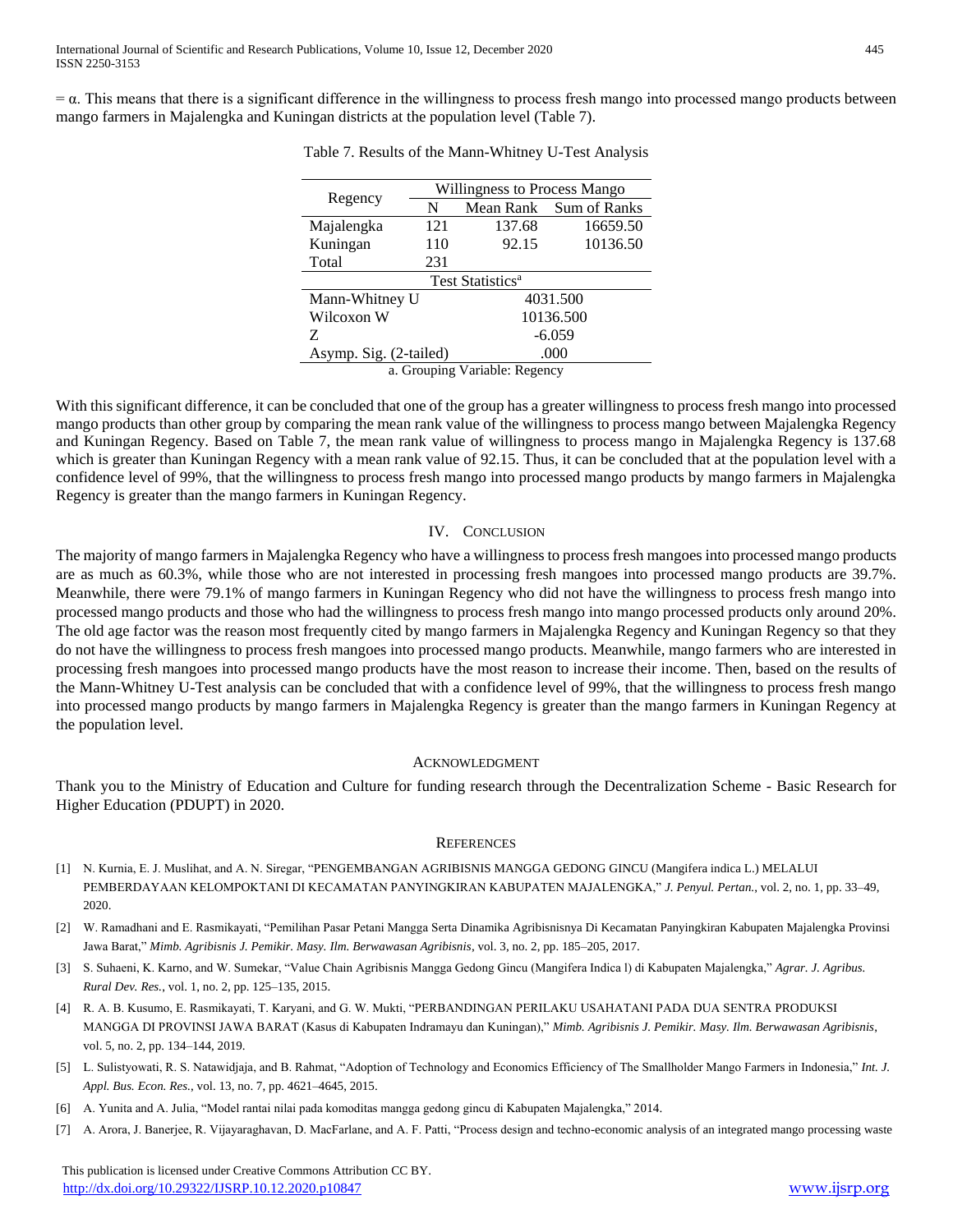= α. This means that there is a significant difference in the willingness to process fresh mango into processed mango products between mango farmers in Majalengka and Kuningan districts at the population level (Table 7).

Table 7. Results of the Mann-Whitney U-Test Analysis

| Regency | Willingness to Process Mango | | |
|---|---|---|---|
| | N | Mean Rank | Sum of Ranks |
| Majalengka | 121 | 137.68 | 16659.50 |
| Kuningan | 110 | 92.15 | 10136.50 |
| Total | 231 | | |
| Test Statistics[a] | | | |
| Mann-Whitney U | 4031.500 | | |
| Wilcoxon W | 10136.500 | | |
| Z | -6.059 | | |
| Asymp. Sig. (2-tailed) | .000 | | |

a. Grouping Variable: Regency

With this significant difference, it can be concluded that one of the group has a greater willingness to process fresh mango into processed mango products than other group by comparing the mean rank value of the willingness to process mango between Majalengka Regency and Kuningan Regency. Based on Table 7, the mean rank value of willingness to process mango in Majalengka Regency is 137.68 which is greater than Kuningan Regency with a mean rank value of 92.15. Thus, it can be concluded that at the population level with a confidence level of 99%, that the willingness to process fresh mango into processed mango products by mango farmers in Majalengka Regency is greater than the mango farmers in Kuningan Regency.

## IV. Conclusion

The majority of mango farmers in Majalengka Regency who have a willingness to process fresh mangoes into processed mango products are as much as 60.3%, while those who are not interested in processing fresh mangoes into processed mango products are 39.7%. Meanwhile, there were 79.1% of mango farmers in Kuningan Regency who did not have the willingness to process fresh mango into processed mango products and those who had the willingness to process fresh mango into mango processed products only around 20%. The old age factor was the reason most frequently cited by mango farmers in Majalengka Regency and Kuningan Regency so that they do not have the willingness to process fresh mangoes into processed mango products. Meanwhile, mango farmers who are interested in processing fresh mangoes into processed mango products have the most reason to increase their income. Then, based on the results of the Mann-Whitney U-Test analysis can be concluded that with a confidence level of 99%, that the willingness to process fresh mango into processed mango products by mango farmers in Majalengka Regency is greater than the mango farmers in Kuningan Regency at the population level.

## Acknowledgment

Thank you to the Ministry of Education and Culture for funding research through the Decentralization Scheme - Basic Research for Higher Education (PDUPT) in 2020.

## References

[1] N. Kurnia, E. J. Muslihat, and A. N. Siregar, "PENGEMBANGAN AGRIBISNIS MANGGA GEDONG GINCU (Mangifera indica L.) MELALUI PEMBERDAYAAN KELOMPOKTANI DI KECAMATAN PANYINGKIRAN KABUPATEN MAJALENGKA," *J. Penyul. Pertan.*, vol. 2, no. 1, pp. 33–49, 2020.

[2] W. Ramadhani and E. Rasmikayati, "Pemilihan Pasar Petani Mangga Serta Dinamika Agribisnisnya Di Kecamatan Panyingkiran Kabupaten Majalengka Provinsi Jawa Barat," *Mimb. Agribisnis J. Pemikir. Masy. Ilm. Berwawasan Agribisnis*, vol. 3, no. 2, pp. 185–205, 2017.

[3] S. Suhaeni, K. Karno, and W. Sumekar, "Value Chain Agribisnis Mangga Gedong Gincu (Mangifera Indica l) di Kabupaten Majalengka," *Agrar. J. Agribus. Rural Dev. Res.*, vol. 1, no. 2, pp. 125–135, 2015.

[4] R. A. B. Kusumo, E. Rasmikayati, T. Karyani, and G. W. Mukti, "PERBANDINGAN PERILAKU USAHATANI PADA DUA SENTRA PRODUKSI MANGGA DI PROVINSI JAWA BARAT (Kasus di Kabupaten Indramayu dan Kuningan)," *Mimb. Agribisnis J. Pemikir. Masy. Ilm. Berwawasan Agribisnis*, vol. 5, no. 2, pp. 134–144, 2019.

[5] L. Sulistyowati, R. S. Natawidjaja, and B. Rahmat, "Adoption of Technology and Economics Efficiency of The Smallholder Mango Farmers in Indonesia," *Int. J. Appl. Bus. Econ. Res.*, vol. 13, no. 7, pp. 4621–4645, 2015.

[6] A. Yunita and A. Julia, "Model rantai nilai pada komoditas mangga gedong gincu di Kabupaten Majalengka," 2014.

[7] A. Arora, J. Banerjee, R. Vijayaraghavan, D. MacFarlane, and A. F. Patti, "Process design and techno-economic analysis of an integrated mango processing waste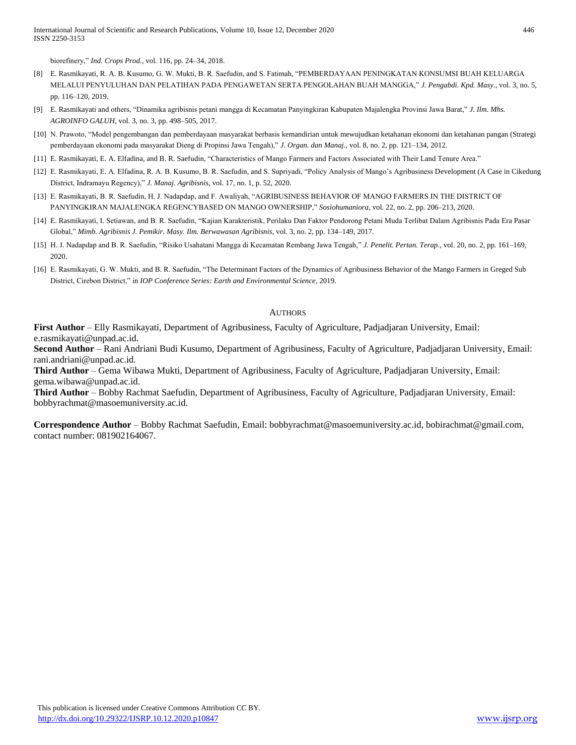biorefinery," *Ind. Crops Prod.*, vol. 116, pp. 24–34, 2018.

[8] E. Rasmikayati, R. A. B. Kusumo, G. W. Mukti, B. R. Saefudin, and S. Fatimah, "PEMBERDAYAAN PENINGKATAN KONSUMSI BUAH KELUARGA MELALUI PENYULUHAN DAN PELATIHAN PADA PENGAWETAN SERTA PENGOLAHAN BUAH MANGGA," *J. Pengabdi. Kpd. Masy.*, vol. 3, no. 5, pp. 116–120, 2019.

[9] E. Rasmikayati and others, "Dinamika agribisnis petani mangga di Kecamatan Panyingkiran Kabupaten Majalengka Provinsi Jawa Barat," *J. Ilm. Mhs. AGROINFO GALUH*, vol. 3, no. 3, pp. 498–505, 2017.

[10] N. Prawoto, "Model pengembangan dan pemberdayaan masyarakat berbasis kemandirian untuk mewujudkan ketahanan ekonomi dan ketahanan pangan (Strategi pemberdayaan ekonomi pada masyarakat Dieng di Propinsi Jawa Tengah)," *J. Organ. dan Manaj.*, vol. 8, no. 2, pp. 121–134, 2012.

[11] E. Rasmikayati, E. A. Elfadina, and B. R. Saefudin, "Characteristics of Mango Farmers and Factors Associated with Their Land Tenure Area."

[12] E. Rasmikayati, E. A. Elfadina, R. A. B. Kusumo, B. R. Saefudin, and S. Supriyadi, "Policy Analysis of Mango's Agribusiness Development (A Case in Cikedung District, Indramayu Regency)," *J. Manaj. Agribisnis*, vol. 17, no. 1, p. 52, 2020.

[13] E. Rasmikayati, B. R. Saefudin, H. J. Nadapdap, and F. Awaliyah, "AGRIBUSINESS BEHAVIOR OF MANGO FARMERS IN THE DISTRICT OF PANYINGKIRAN MAJALENGKA REGENCYBASED ON MANGO OWNERSHIP," *Sosiohumaniora*, vol. 22, no. 2, pp. 206–213, 2020.

[14] E. Rasmikayati, I. Setiawan, and B. R. Saefudin, "Kajian Karakteristik, Perilaku Dan Faktor Pendorong Petani Muda Terlibat Dalam Agribisnis Pada Era Pasar Global," *Mimb. Agribisnis J. Pemikir. Masy. Ilm. Berwawasan Agribisnis*, vol. 3, no. 2, pp. 134–149, 2017.

[15] H. J. Nadapdap and B. R. Saefudin, "Risiko Usahatani Mangga di Kecamatan Rembang Jawa Tengah," *J. Penelit. Pertan. Terap.*, vol. 20, no. 2, pp. 161–169, 2020.

[16] E. Rasmikayati, G. W. Mukti, and B. R. Saefudin, "The Determinant Factors of the Dynamics of Agribusiness Behavior of the Mango Farmers in Greged Sub District, Cirebon District," in *IOP Conference Series: Earth and Environmental Science*, 2019.

## AUTHORS

**First Author** – Elly Rasmikayati, Department of Agribusiness, Faculty of Agriculture, Padjadjaran University, Email: e.rasmikayati@unpad.ac.id.

**Second Author** – Rani Andriani Budi Kusumo, Department of Agribusiness, Faculty of Agriculture, Padjadjaran University, Email: rani.andriani@unpad.ac.id.

**Third Author** – Gema Wibawa Mukti, Department of Agribusiness, Faculty of Agriculture, Padjadjaran University, Email: gema.wibawa@unpad.ac.id.

**Third Author** – Bobby Rachmat Saefudin, Department of Agribusiness, Faculty of Agriculture, Padjadjaran University, Email: bobbyrachmat@masoemuniversity.ac.id.

**Correspondence Author** – Bobby Rachmat Saefudin, Email: bobbyrachmat@masoemuniversity.ac.id, bobirachmat@gmail.com, contact number: 081902164067.

This publication is licensed under Creative Commons Attribution CC BY.
http://dx.doi.org/10.29322/IJSRP.10.12.2020.p10847 www.ijsrp.org